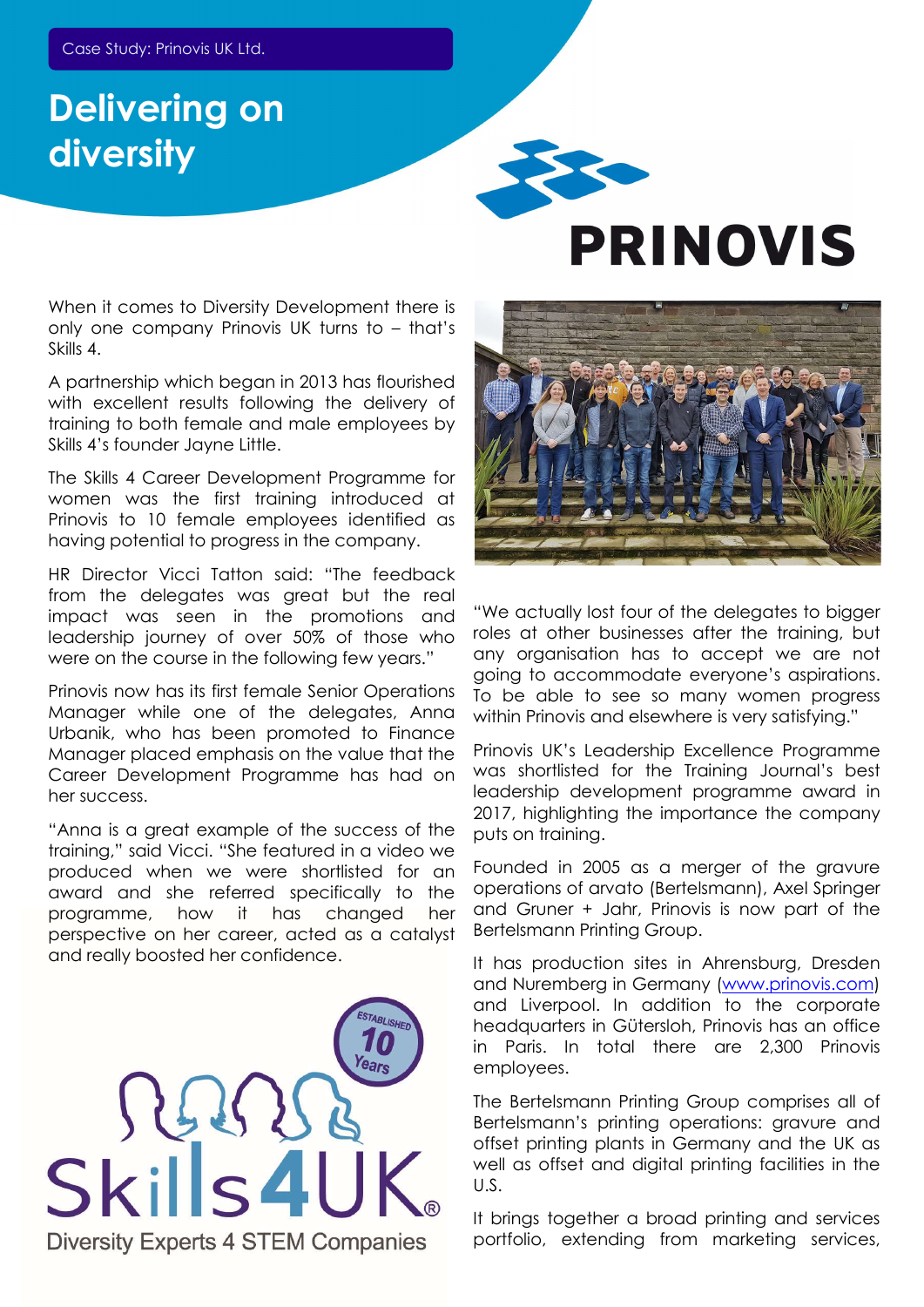Case Study: Prinovis UK Ltd.

# Delivering on diversity

PRINOVIS

When it comes to Diversity Development there is only one company Prinovis UK turns to – that's Skills 4.

A partnership which began in 2013 has flourished with excellent results following the delivery of training to both female and male employees by Skills 4's founder Jayne Little.

The Skills 4 Career Development Programme for women was the first training introduced at Prinovis to 10 female employees identified as having potential to progress in the company.

HR Director Vicci Tatton said: "The feedback from the delegates was great but the real impact was seen in the promotions and leadership journey of over 50% of those who were on the course in the following few years."

Prinovis now has its first female Senior Operations Manager while one of the delegates, Anna Urbanik, who has been promoted to Finance Manager placed emphasis on the value that the Career Development Programme has had on her success.

"Anna is a great example of the success of the training," said Vicci. "She featured in a video we produced when we were shortlisted for an award and she referred specifically to the programme, how it has changed her perspective on her career, acted as a catalyst and really boosted her confidence.

"We actually lost four of the delegates to bigger roles at other businesses after the training, but any organisation has to accept we are not going to accommodate everyone's aspirations. To be able to see so many women progress within Prinovis and elsewhere is very satisfying."

Prinovis UK's Leadership Excellence Programme was shortlisted for the Training Journal's best leadership development programme award in 2017, highlighting the importance the company puts on training.

Founded in 2005 as a merger of the gravure operations of arvato (Bertelsmann), Axel Springer and Gruner + Jahr, Prinovis is now part of the Bertelsmann Printing Group.

It has production sites in Ahrensburg, Dresden and Nuremberg in Germany (www.prinovis.com) and Liverpool. In addition to the corporate headquarters in Gütersloh, Prinovis has an office in Paris. In total there are 2,300 Prinovis employees.

The Bertelsmann Printing Group comprises all of Bertelsmann's printing operations: gravure and offset printing plants in Germany and the UK as well as offset and digital printing facilities in the U.S.

It brings together a broad printing and services portfolio, extending from marketing services,

Established 10 Years

Skills4UK®

Diversity Experts 4 STEM Companies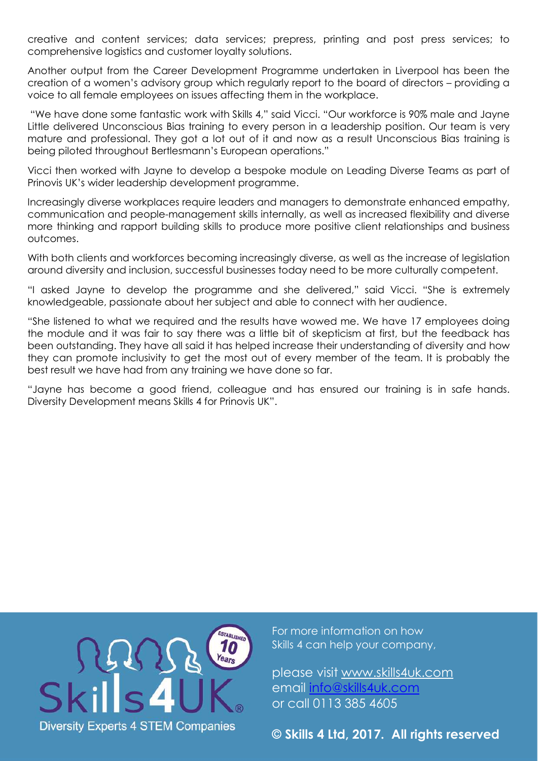creative and content services; data services; prepress, printing and post press services; to comprehensive logistics and customer loyalty solutions.

Another output from the Career Development Programme undertaken in Liverpool has been the creation of a women's advisory group which regularly report to the board of directors – providing a voice to all female employees on issues affecting them in the workplace.

"We have done some fantastic work with Skills 4," said Vicci. "Our workforce is 90% male and Jayne Little delivered Unconscious Bias training to every person in a leadership position. Our team is very mature and professional. They got a lot out of it and now as a result Unconscious Bias training is being piloted throughout Bertlesmann's European operations."

Vicci then worked with Jayne to develop a bespoke module on Leading Diverse Teams as part of Prinovis UK's wider leadership development programme.

Increasingly diverse workplaces require leaders and managers to demonstrate enhanced empathy, communication and people-management skills internally, as well as increased flexibility and diverse more thinking and rapport building skills to produce more positive client relationships and business outcomes.

With both clients and workforces becoming increasingly diverse, as well as the increase of legislation around diversity and inclusion, successful businesses today need to be more culturally competent.

"I asked Jayne to develop the programme and she delivered," said Vicci. "She is extremely knowledgeable, passionate about her subject and able to connect with her audience.

"She listened to what we required and the results have wowed me. We have 17 employees doing the module and it was fair to say there was a little bit of skepticism at first, but the feedback has been outstanding. They have all said it has helped increase their understanding of diversity and how they can promote inclusivity to get the most out of every member of the team. It is probably the best result we have had from any training we have done so far.

"Jayne has become a good friend, colleague and has ensured our training is in safe hands. Diversity Development means Skills 4 for Prinovis UK".

Skills4UK®
ESTABLISHED 10 Years
Diversity Experts 4 STEM Companies

For more information on how Skills 4 can help your company,

please visit www.skills4uk.com
email info@skills4uk.com
or call 0113 385 4605

**© Skills 4 Ltd, 2017. All rights reserved**